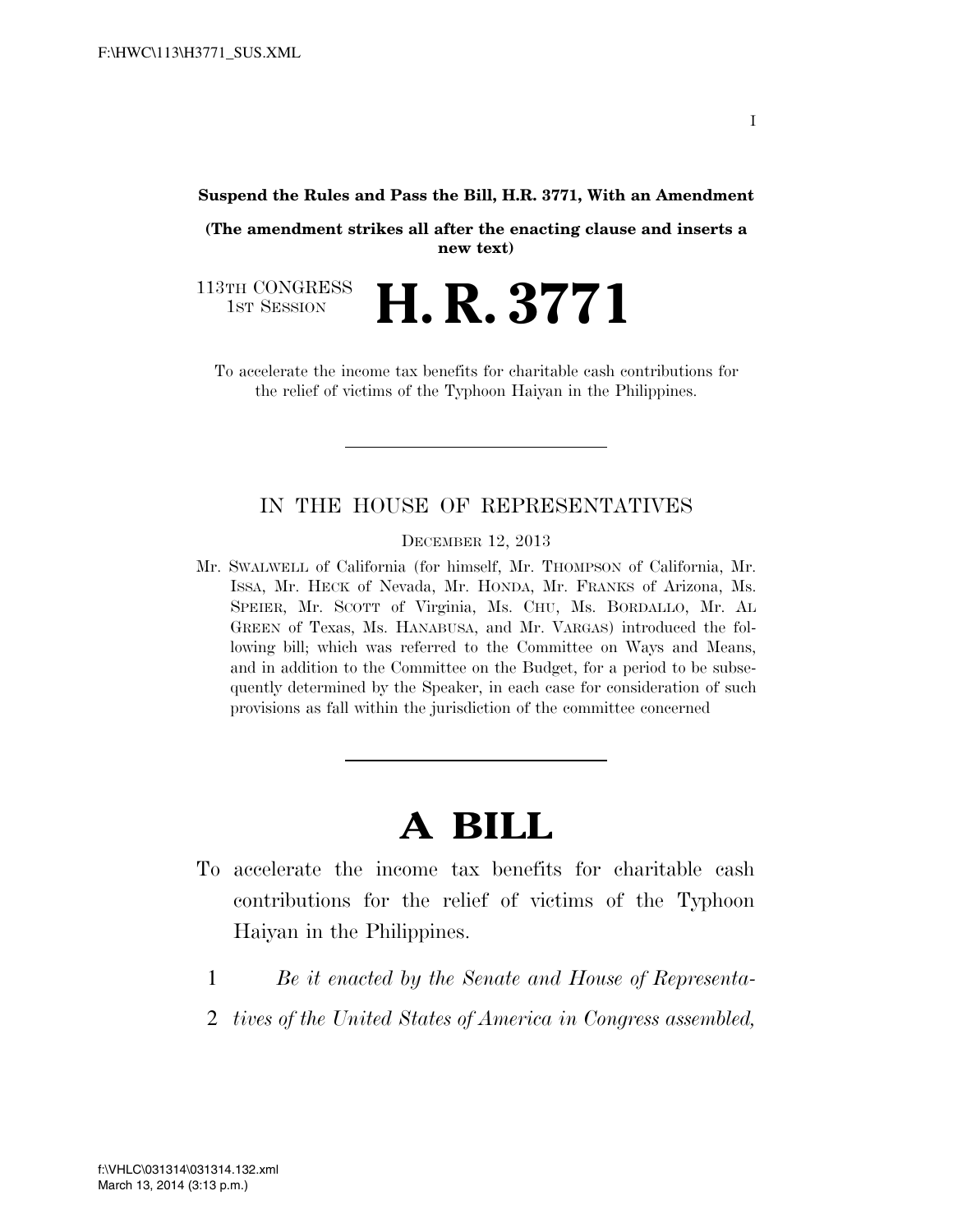**Suspend the Rules and Pass the Bill, H.R. 3771, With an Amendment**

**(The amendment strikes all after the enacting clause and inserts a new text)**

113TH CONGRESS
1ST SESSION

# H. R. 3771

To accelerate the income tax benefits for charitable cash contributions for the relief of victims of the Typhoon Haiyan in the Philippines.

---

IN THE HOUSE OF REPRESENTATIVES

DECEMBER 12, 2013

Mr. SWALWELL of California (for himself, Mr. THOMPSON of California, Mr. ISSA, Mr. HECK of Nevada, Mr. HONDA, Mr. FRANKS of Arizona, Ms. SPEIER, Mr. SCOTT of Virginia, Ms. CHU, Ms. BORDALLO, Mr. AL GREEN of Texas, Ms. HANABUSA, and Mr. VARGAS) introduced the following bill; which was referred to the Committee on Ways and Means, and in addition to the Committee on the Budget, for a period to be subsequently determined by the Speaker, in each case for consideration of such provisions as fall within the jurisdiction of the committee concerned

---

# A BILL

To accelerate the income tax benefits for charitable cash contributions for the relief of victims of the Typhoon Haiyan in the Philippines.

1 *Be it enacted by the Senate and House of Representa-*
2 *tives of the United States of America in Congress assembled,*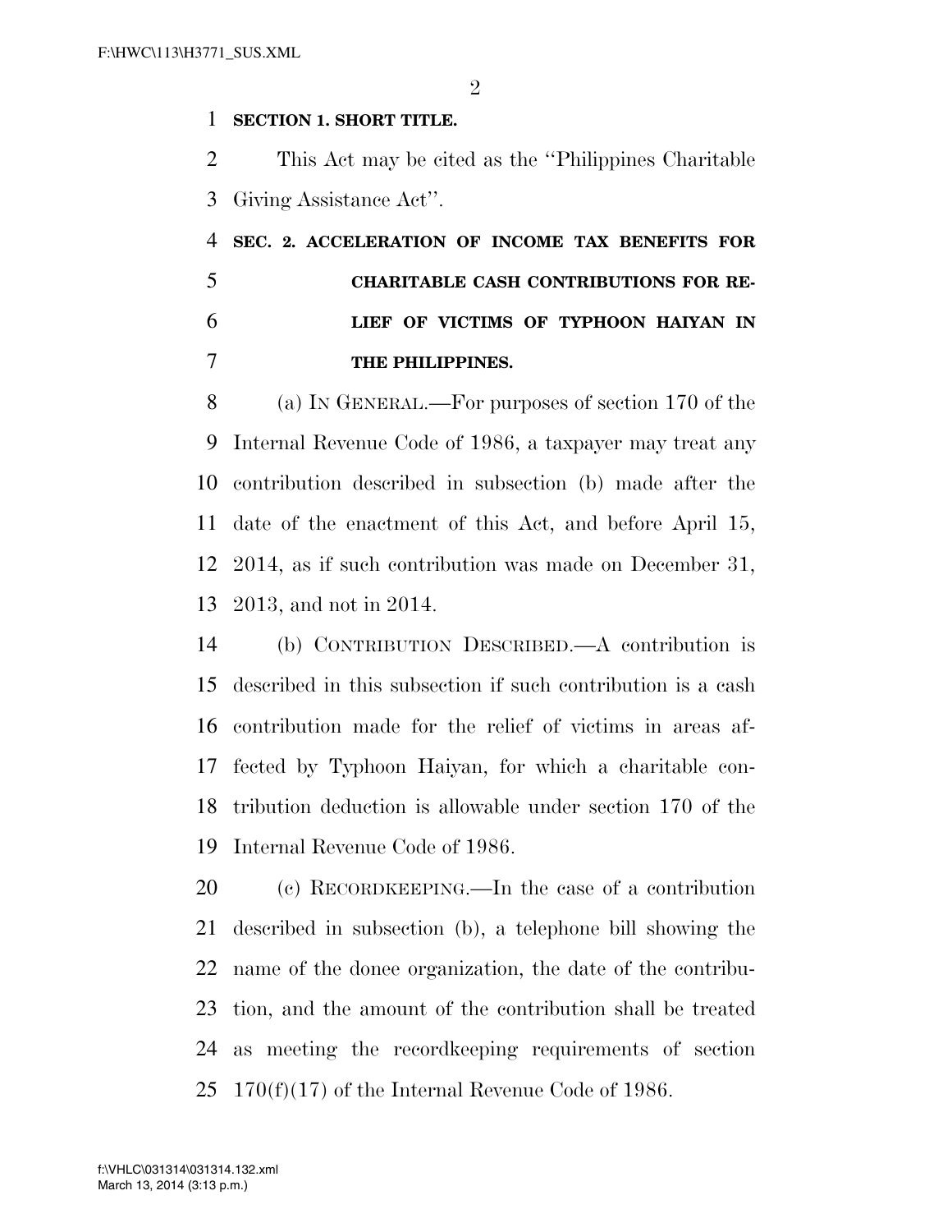**SECTION 1. SHORT TITLE.**

This Act may be cited as the "Philippines Charitable Giving Assistance Act".

**SEC. 2. ACCELERATION OF INCOME TAX BENEFITS FOR CHARITABLE CASH CONTRIBUTIONS FOR RELIEF OF VICTIMS OF TYPHOON HAIYAN IN THE PHILIPPINES.**

(a) IN GENERAL.—For purposes of section 170 of the Internal Revenue Code of 1986, a taxpayer may treat any contribution described in subsection (b) made after the date of the enactment of this Act, and before April 15, 2014, as if such contribution was made on December 31, 2013, and not in 2014.

(b) CONTRIBUTION DESCRIBED.—A contribution is described in this subsection if such contribution is a cash contribution made for the relief of victims in areas affected by Typhoon Haiyan, for which a charitable contribution deduction is allowable under section 170 of the Internal Revenue Code of 1986.

(c) RECORDKEEPING.—In the case of a contribution described in subsection (b), a telephone bill showing the name of the donee organization, the date of the contribution, and the amount of the contribution shall be treated as meeting the recordkeeping requirements of section 170(f)(17) of the Internal Revenue Code of 1986.